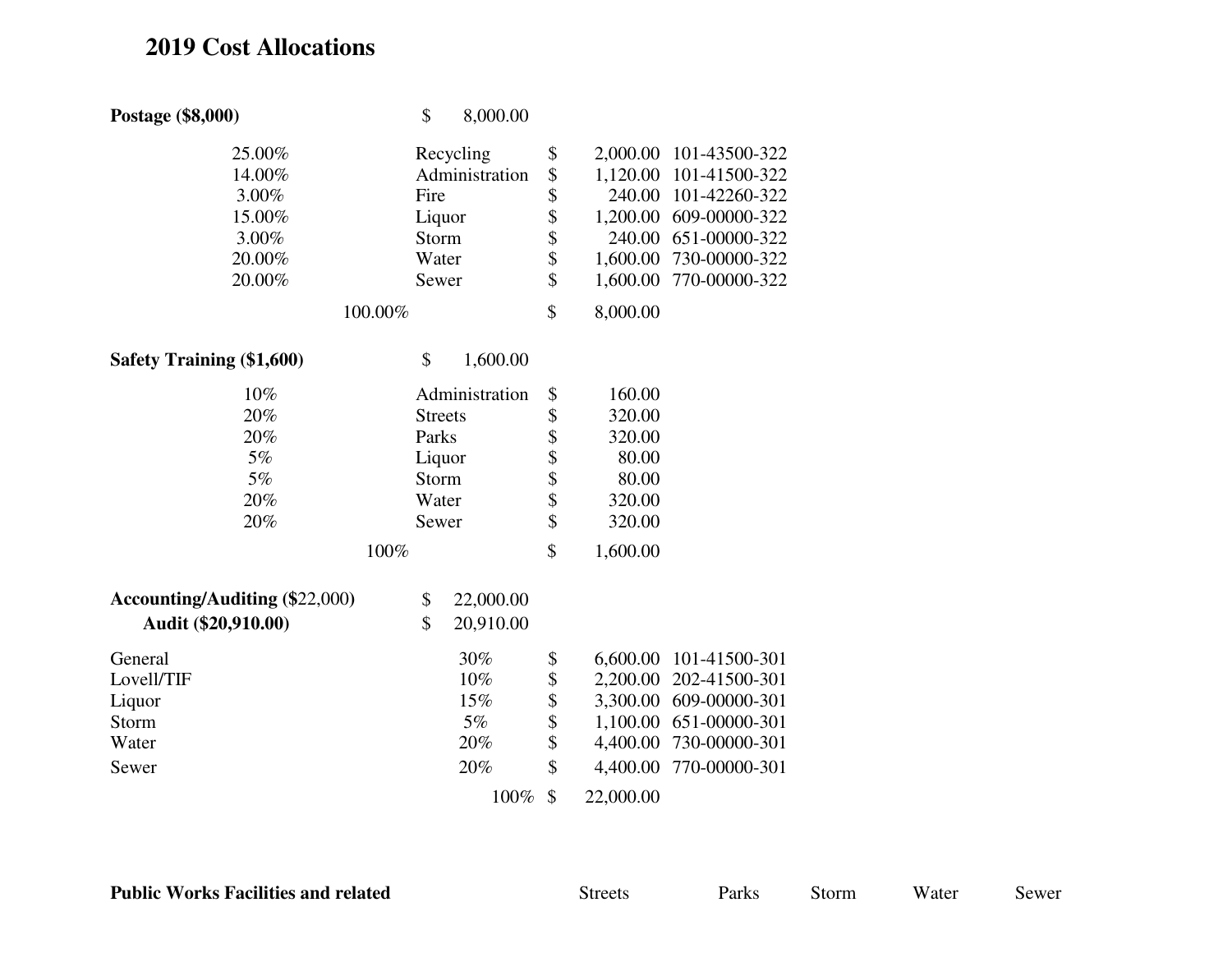# 2019 Cost Allocations

**Postage ($8,000)** $ 8,000.00

| Percent | Department | Amount | Account |
|---|---|---|---|
| 25.00% | Recycling | $ 2,000.00 | 101-43500-322 |
| 14.00% | Administration | $ 1,120.00 | 101-41500-322 |
| 3.00% | Fire | $ 240.00 | 101-42260-322 |
| 15.00% | Liquor | $ 1,200.00 | 609-00000-322 |
| 3.00% | Storm | $ 240.00 | 651-00000-322 |
| 20.00% | Water | $ 1,600.00 | 730-00000-322 |
| 20.00% | Sewer | $ 1,600.00 | 770-00000-322 |
| 100.00% | | $ 8,000.00 | |

**Safety Training ($1,600)** $ 1,600.00

| Percent | Department | Amount |
|---|---|---|
| 10% | Administration | $ 160.00 |
| 20% | Streets | $ 320.00 |
| 20% | Parks | $ 320.00 |
| 5% | Liquor | $ 80.00 |
| 5% | Storm | $ 80.00 |
| 20% | Water | $ 320.00 |
| 20% | Sewer | $ 320.00 |
| 100% | | $ 1,600.00 |

**Accounting/Auditing (**$22,000**)** $ 22,000.00

**Audit ($20,910.00)** $ 20,910.00

| Fund | Percent | Amount | Account |
|---|---|---|---|
| General | 30% | $ 6,600.00 | 101-41500-301 |
| Lovell/TIF | 10% | $ 2,200.00 | 202-41500-301 |
| Liquor | 15% | $ 3,300.00 | 609-00000-301 |
| Storm | 5% | $ 1,100.00 | 651-00000-301 |
| Water | 20% | $ 4,400.00 | 730-00000-301 |
| Sewer | 20% | $ 4,400.00 | 770-00000-301 |
| | 100% | $ 22,000.00 | |

| **Public Works Facilities and related** | Streets | Parks | Storm | Water | Sewer |
|---|---|---|---|---|---|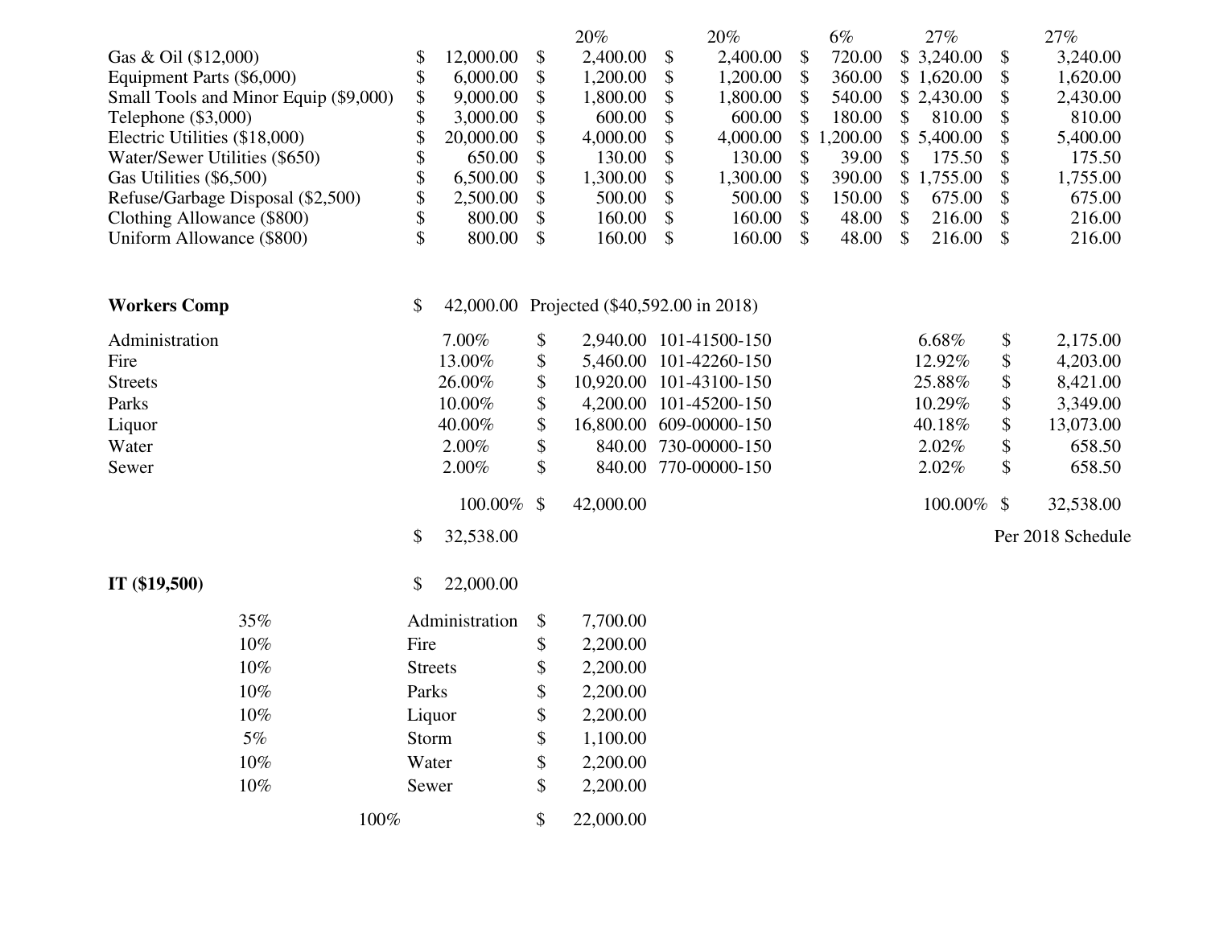| | | | | | |
|---|---|---|---|---|---|
| | | 20% | 20% | 6% | 27% | 27% |
| Gas & Oil ($12,000) | $ 12,000.00 | $ 2,400.00 | $ 2,400.00 | $ 720.00 | $ 3,240.00 | $ 3,240.00 |
| Equipment Parts ($6,000) | $ 6,000.00 | $ 1,200.00 | $ 1,200.00 | $ 360.00 | $ 1,620.00 | $ 1,620.00 |
| Small Tools and Minor Equip ($9,000) | $ 9,000.00 | $ 1,800.00 | $ 1,800.00 | $ 540.00 | $ 2,430.00 | $ 2,430.00 |
| Telephone ($3,000) | $ 3,000.00 | $ 600.00 | $ 600.00 | $ 180.00 | $ 810.00 | $ 810.00 |
| Electric Utilities ($18,000) | $ 20,000.00 | $ 4,000.00 | $ 4,000.00 | $ 1,200.00 | $ 5,400.00 | $ 5,400.00 |
| Water/Sewer Utilities ($650) | $ 650.00 | $ 130.00 | $ 130.00 | $ 39.00 | $ 175.50 | $ 175.50 |
| Gas Utilities ($6,500) | $ 6,500.00 | $ 1,300.00 | $ 1,300.00 | $ 390.00 | $ 1,755.00 | $ 1,755.00 |
| Refuse/Garbage Disposal ($2,500) | $ 2,500.00 | $ 500.00 | $ 500.00 | $ 150.00 | $ 675.00 | $ 675.00 |
| Clothing Allowance ($800) | $ 800.00 | $ 160.00 | $ 160.00 | $ 48.00 | $ 216.00 | $ 216.00 |
| Uniform Allowance ($800) | $ 800.00 | $ 160.00 | $ 160.00 | $ 48.00 | $ 216.00 | $ 216.00 |

| | | | | | |
|---|---|---|---|---|---|
| **Workers Comp** | $ 42,000.00 | Projected ($40,592.00 in 2018) | | | |
| Administration | 7.00% | $ 2,940.00 | 101-41500-150 | 6.68% | $ 2,175.00 |
| Fire | 13.00% | $ 5,460.00 | 101-42260-150 | 12.92% | $ 4,203.00 |
| Streets | 26.00% | $ 10,920.00 | 101-43100-150 | 25.88% | $ 8,421.00 |
| Parks | 10.00% | $ 4,200.00 | 101-45200-150 | 10.29% | $ 3,349.00 |
| Liquor | 40.00% | $ 16,800.00 | 609-00000-150 | 40.18% | $ 13,073.00 |
| Water | 2.00% | $ 840.00 | 730-00000-150 | 2.02% | $ 658.50 |
| Sewer | 2.00% | $ 840.00 | 770-00000-150 | 2.02% | $ 658.50 |
| | 100.00% | $ 42,000.00 | | 100.00% | $ 32,538.00 |
| | $ 32,538.00 | | | | Per 2018 Schedule |

| | | |
|---|---|---|
| **IT ($19,500)** | | $ 22,000.00 |
| 35% | Administration | $ 7,700.00 |
| 10% | Fire | $ 2,200.00 |
| 10% | Streets | $ 2,200.00 |
| 10% | Parks | $ 2,200.00 |
| 10% | Liquor | $ 2,200.00 |
| 5% | Storm | $ 1,100.00 |
| 10% | Water | $ 2,200.00 |
| 10% | Sewer | $ 2,200.00 |
| 100% | | $ 22,000.00 |